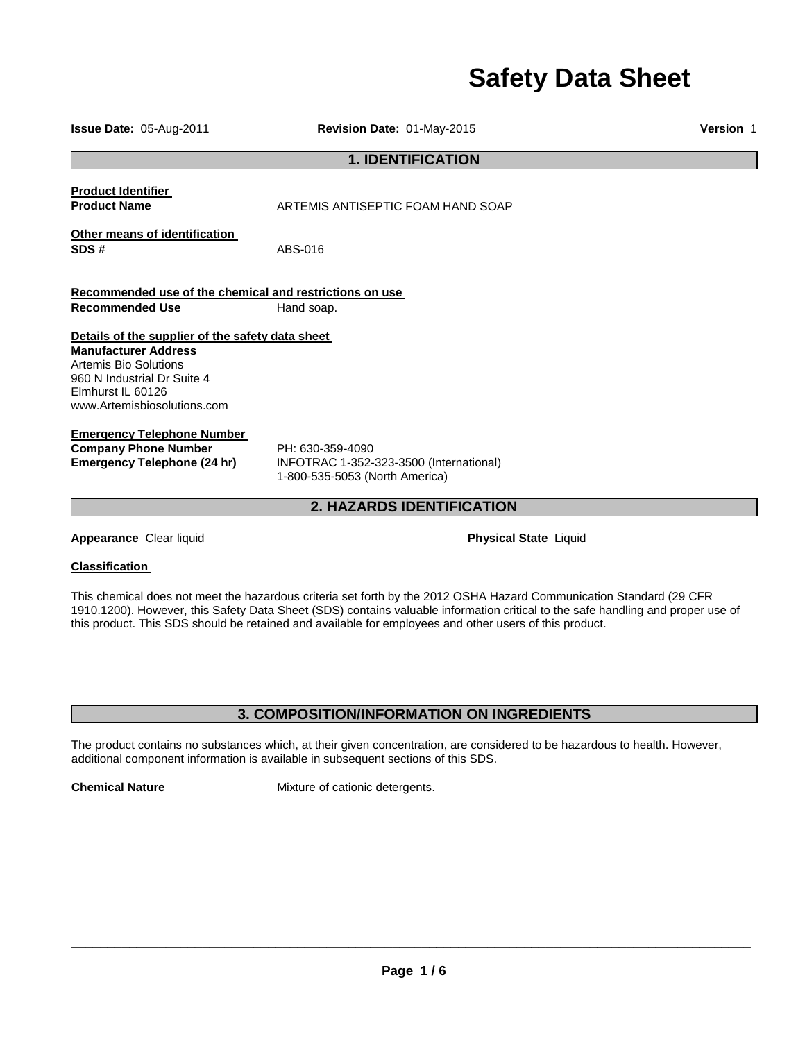# Safety Data Sheet

**Issue Date:** 05-Aug-2011 **Revision Date:** 01-May-2015 **Version** 1

## 1. IDENTIFICATION

**Product Identifier**

**Product Name** ARTEMIS ANTISEPTIC FOAM HAND SOAP

**Other means of identification**

**SDS #** ABS-016

**Recommended use of the chemical and restrictions on use**

**Recommended Use** Hand soap.

**Details of the supplier of the safety data sheet**

**Manufacturer Address**
Artemis Bio Solutions
960 N Industrial Dr Suite 4
Elmhurst IL 60126
www.Artemisbiosolutions.com

**Emergency Telephone Number**

**Company Phone Number** PH: 630-359-4090

**Emergency Telephone (24 hr)** INFOTRAC 1-352-323-3500 (International)
1-800-535-5053 (North America)

## 2. HAZARDS IDENTIFICATION

**Appearance** Clear liquid **Physical State** Liquid

**Classification**

This chemical does not meet the hazardous criteria set forth by the 2012 OSHA Hazard Communication Standard (29 CFR 1910.1200). However, this Safety Data Sheet (SDS) contains valuable information critical to the safe handling and proper use of this product. This SDS should be retained and available for employees and other users of this product.

## 3. COMPOSITION/INFORMATION ON INGREDIENTS

The product contains no substances which, at their given concentration, are considered to be hazardous to health. However, additional component information is available in subsequent sections of this SDS.

**Chemical Nature** Mixture of cationic detergents.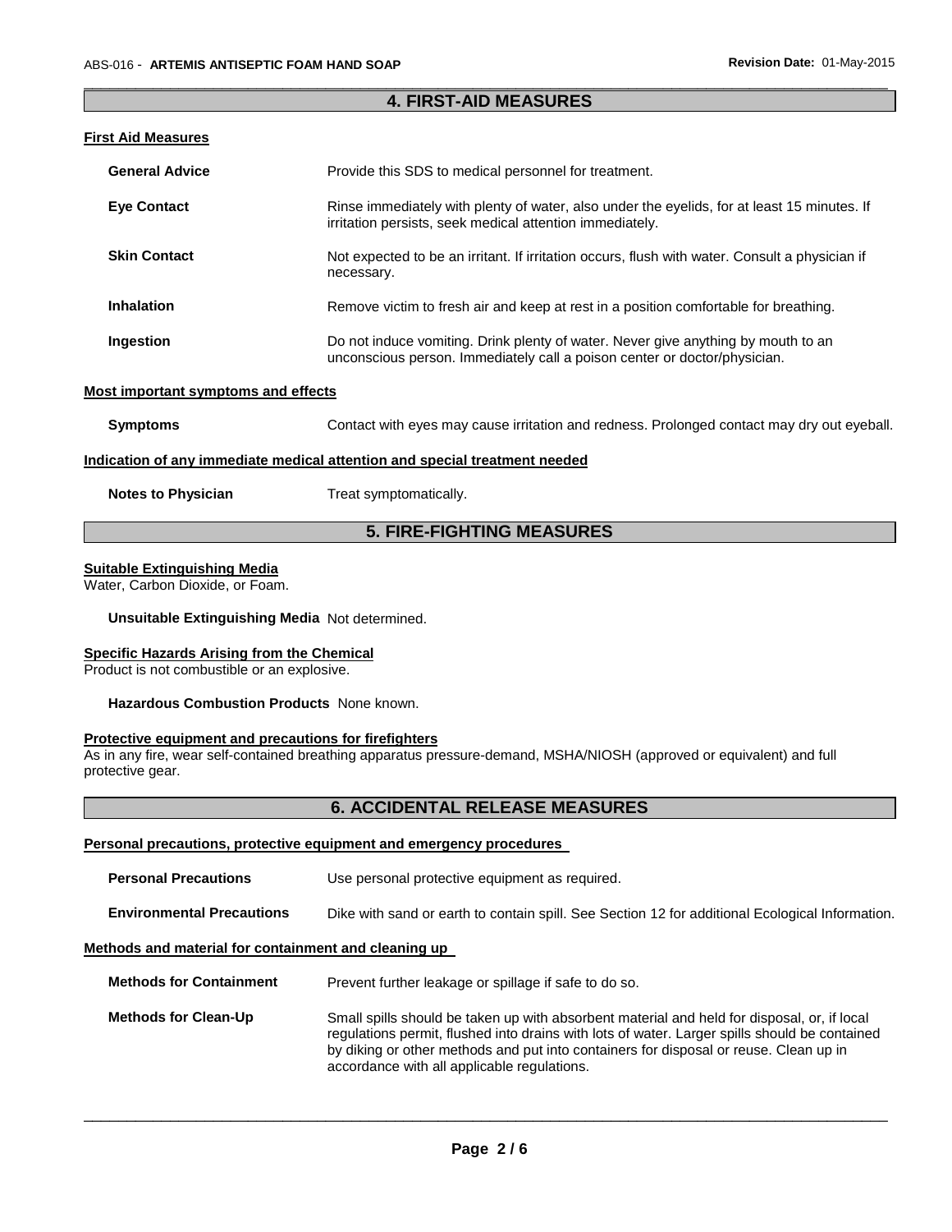## 4. FIRST-AID MEASURES

### First Aid Measures

**General Advice** Provide this SDS to medical personnel for treatment.

**Eye Contact** Rinse immediately with plenty of water, also under the eyelids, for at least 15 minutes. If irritation persists, seek medical attention immediately.

**Skin Contact** Not expected to be an irritant. If irritation occurs, flush with water. Consult a physician if necessary.

**Inhalation** Remove victim to fresh air and keep at rest in a position comfortable for breathing.

**Ingestion** Do not induce vomiting. Drink plenty of water. Never give anything by mouth to an unconscious person. Immediately call a poison center or doctor/physician.

### Most important symptoms and effects

**Symptoms** Contact with eyes may cause irritation and redness. Prolonged contact may dry out eyeball.

### Indication of any immediate medical attention and special treatment needed

**Notes to Physician** Treat symptomatically.

## 5. FIRE-FIGHTING MEASURES

### Suitable Extinguishing Media

Water, Carbon Dioxide, or Foam.

**Unsuitable Extinguishing Media** Not determined.

### Specific Hazards Arising from the Chemical

Product is not combustible or an explosive.

**Hazardous Combustion Products** None known.

### Protective equipment and precautions for firefighters

As in any fire, wear self-contained breathing apparatus pressure-demand, MSHA/NIOSH (approved or equivalent) and full protective gear.

## 6. ACCIDENTAL RELEASE MEASURES

### Personal precautions, protective equipment and emergency procedures

**Personal Precautions** Use personal protective equipment as required.

**Environmental Precautions** Dike with sand or earth to contain spill. See Section 12 for additional Ecological Information.

### Methods and material for containment and cleaning up

**Methods for Containment** Prevent further leakage or spillage if safe to do so.

**Methods for Clean-Up** Small spills should be taken up with absorbent material and held for disposal, or, if local regulations permit, flushed into drains with lots of water. Larger spills should be contained by diking or other methods and put into containers for disposal or reuse. Clean up in accordance with all applicable regulations.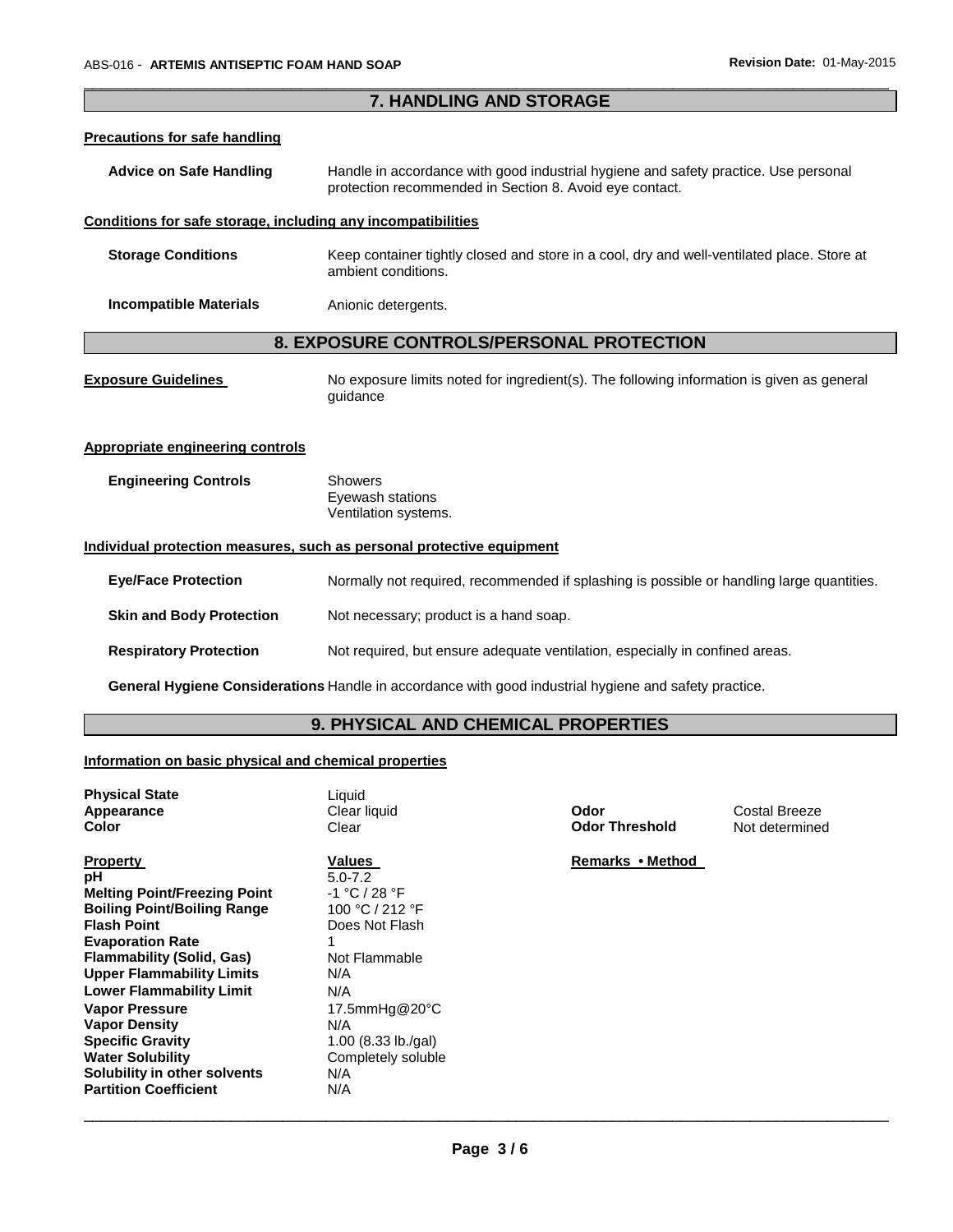## 7. HANDLING AND STORAGE

**Precautions for safe handling**

**Advice on Safe Handling** Handle in accordance with good industrial hygiene and safety practice. Use personal protection recommended in Section 8. Avoid eye contact.

**Conditions for safe storage, including any incompatibilities**

**Storage Conditions** Keep container tightly closed and store in a cool, dry and well-ventilated place. Store at ambient conditions.

**Incompatible Materials** Anionic detergents.

## 8. EXPOSURE CONTROLS/PERSONAL PROTECTION

**Exposure Guidelines** No exposure limits noted for ingredient(s). The following information is given as general guidance

**Appropriate engineering controls**

**Engineering Controls** Showers
Eyewash stations
Ventilation systems.

**Individual protection measures, such as personal protective equipment**

**Eye/Face Protection** Normally not required, recommended if splashing is possible or handling large quantities.

**Skin and Body Protection** Not necessary; product is a hand soap.

**Respiratory Protection** Not required, but ensure adequate ventilation, especially in confined areas.

**General Hygiene Considerations** Handle in accordance with good industrial hygiene and safety practice.

## 9. PHYSICAL AND CHEMICAL PROPERTIES

**Information on basic physical and chemical properties**

**Physical State** Liquid
**Appearance** Clear liquid
**Color** Clear

**Odor** Costal Breeze
**Odor Threshold** Not determined

| Property | Values | Remarks • Method |
|---|---|---|
| **pH** | 5.0-7.2 | |
| **Melting Point/Freezing Point** | -1 °C / 28 °F | |
| **Boiling Point/Boiling Range** | 100 °C / 212 °F | |
| **Flash Point** | Does Not Flash | |
| **Evaporation Rate** | 1 | |
| **Flammability (Solid, Gas)** | Not Flammable | |
| **Upper Flammability Limits** | N/A | |
| **Lower Flammability Limit** | N/A | |
| **Vapor Pressure** | 17.5mmHg@20°C | |
| **Vapor Density** | N/A | |
| **Specific Gravity** | 1.00 (8.33 lb./gal) | |
| **Water Solubility** | Completely soluble | |
| **Solubility in other solvents** | N/A | |
| **Partition Coefficient** | N/A | |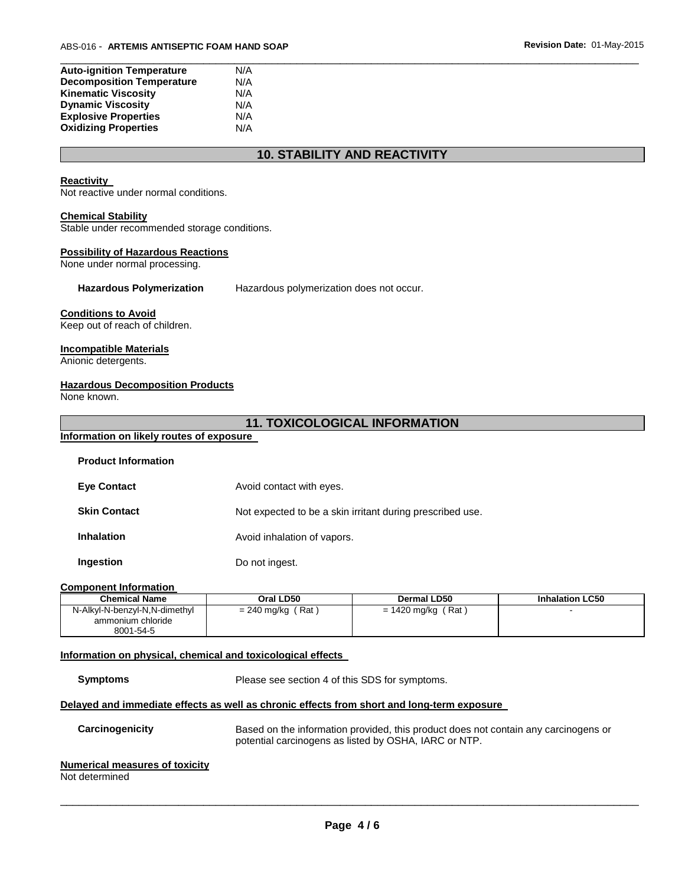| | |
|---|---|
| **Auto-ignition Temperature** | N/A |
| **Decomposition Temperature** | N/A |
| **Kinematic Viscosity** | N/A |
| **Dynamic Viscosity** | N/A |
| **Explosive Properties** | N/A |
| **Oxidizing Properties** | N/A |

## 10. STABILITY AND REACTIVITY

**Reactivity**

Not reactive under normal conditions.

**Chemical Stability**

Stable under recommended storage conditions.

**Possibility of Hazardous Reactions**

None under normal processing.

**Hazardous Polymerization** Hazardous polymerization does not occur.

**Conditions to Avoid**

Keep out of reach of children.

**Incompatible Materials**

Anionic detergents.

**Hazardous Decomposition Products**

None known.

## 11. TOXICOLOGICAL INFORMATION

**Information on likely routes of exposure**

**Product Information**

**Eye Contact** Avoid contact with eyes.

**Skin Contact** Not expected to be a skin irritant during prescribed use.

**Inhalation** Avoid inhalation of vapors.

**Ingestion** Do not ingest.

**Component Information**

| Chemical Name | Oral LD50 | Dermal LD50 | Inhalation LC50 |
|---|---|---|---|
| N-Alkyl-N-benzyl-N,N-dimethyl ammonium chloride 8001-54-5 | = 240 mg/kg ( Rat ) | = 1420 mg/kg ( Rat ) | - |

**Information on physical, chemical and toxicological effects**

**Symptoms** Please see section 4 of this SDS for symptoms.

**Delayed and immediate effects as well as chronic effects from short and long-term exposure**

**Carcinogenicity** Based on the information provided, this product does not contain any carcinogens or potential carcinogens as listed by OSHA, IARC or NTP.

**Numerical measures of toxicity**

Not determined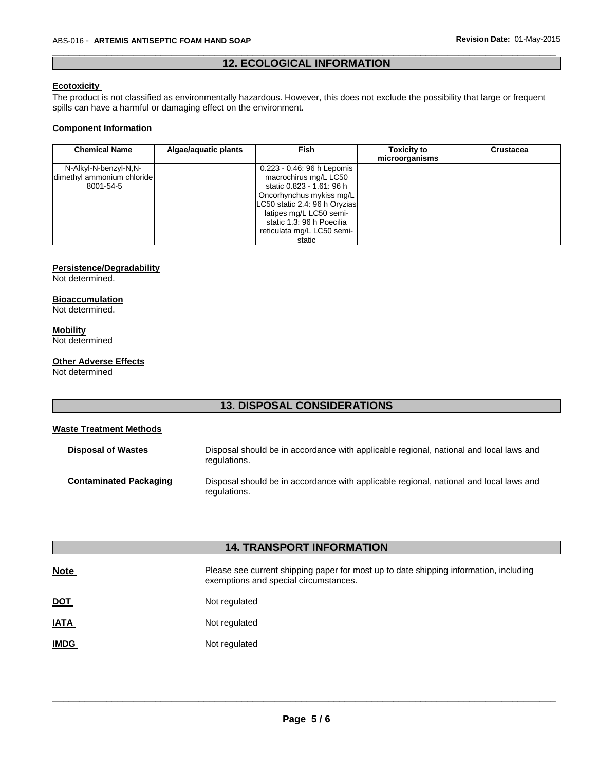## 12. ECOLOGICAL INFORMATION

**Ecotoxicity**

The product is not classified as environmentally hazardous. However, this does not exclude the possibility that large or frequent spills can have a harmful or damaging effect on the environment.

**Component Information**

| Chemical Name | Algae/aquatic plants | Fish | Toxicity to microorganisms | Crustacea |
|---|---|---|---|---|
| N-Alkyl-N-benzyl-N,N-dimethyl ammonium chloride 8001-54-5 | | 0.223 - 0.46: 96 h Lepomis macrochirus mg/L LC50 static 0.823 - 1.61: 96 h Oncorhynchus mykiss mg/L LC50 static 2.4: 96 h Oryzias latipes mg/L LC50 semi-static 1.3: 96 h Poecilia reticulata mg/L LC50 semi-static | | |

**Persistence/Degradability**

Not determined.

**Bioaccumulation**

Not determined.

**Mobility**

Not determined

**Other Adverse Effects**

Not determined

## 13. DISPOSAL CONSIDERATIONS

**Waste Treatment Methods**

**Disposal of Wastes** — Disposal should be in accordance with applicable regional, national and local laws and regulations.

**Contaminated Packaging** — Disposal should be in accordance with applicable regional, national and local laws and regulations.

## 14. TRANSPORT INFORMATION

**Note** — Please see current shipping paper for most up to date shipping information, including exemptions and special circumstances.

**DOT** — Not regulated

**IATA** — Not regulated

**IMDG** — Not regulated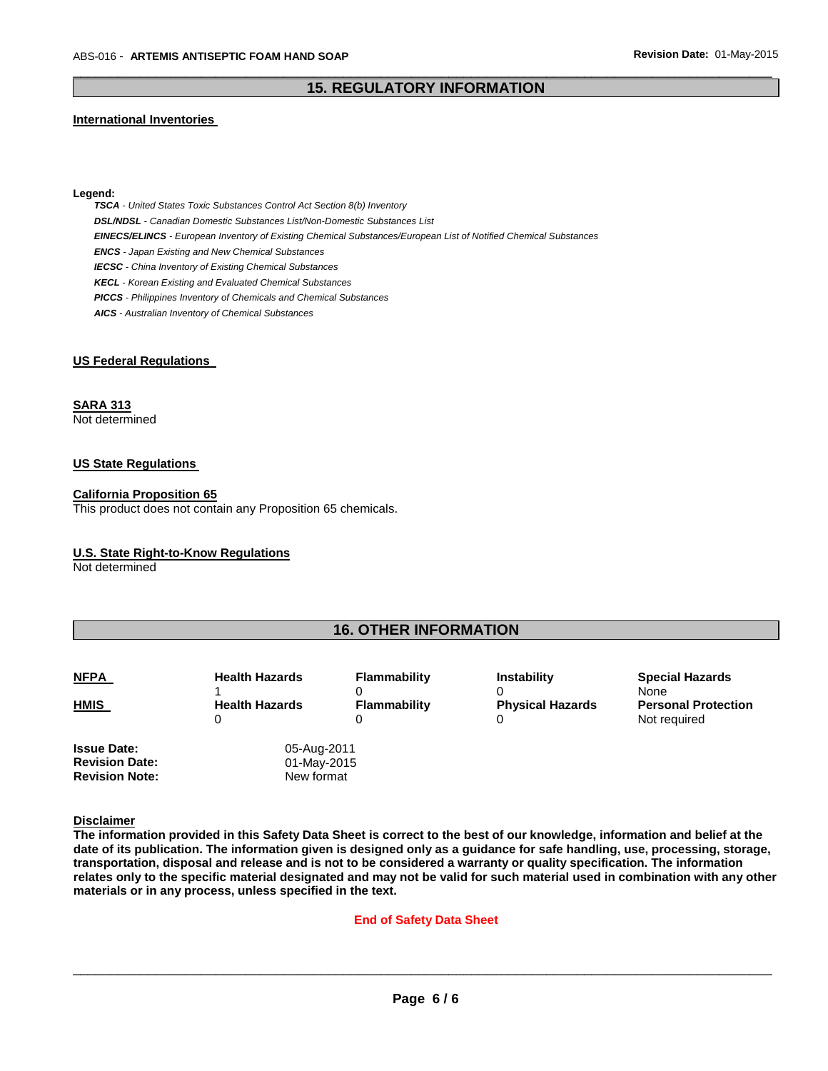## 15. REGULATORY INFORMATION

**International Inventories**

**Legend:**

*TSCA - United States Toxic Substances Control Act Section 8(b) Inventory*
*DSL/NDSL - Canadian Domestic Substances List/Non-Domestic Substances List*
*EINECS/ELINCS - European Inventory of Existing Chemical Substances/European List of Notified Chemical Substances*
*ENCS - Japan Existing and New Chemical Substances*
*IECSC - China Inventory of Existing Chemical Substances*
*KECL - Korean Existing and Evaluated Chemical Substances*
*PICCS - Philippines Inventory of Chemicals and Chemical Substances*
*AICS - Australian Inventory of Chemical Substances*

**US Federal Regulations**

**SARA 313**
Not determined

**US State Regulations**

**California Proposition 65**
This product does not contain any Proposition 65 chemicals.

**U.S. State Right-to-Know Regulations**
Not determined

## 16. OTHER INFORMATION

| | | | | |
|---|---|---|---|---|
| **NFPA** | **Health Hazards** 1 | **Flammability** 0 | **Instability** 0 | **Special Hazards** None |
| **HMIS** | **Health Hazards** 0 | **Flammability** 0 | **Physical Hazards** 0 | **Personal Protection** Not required |

**Issue Date:** 05-Aug-2011
**Revision Date:** 01-May-2015
**Revision Note:** New format

**Disclaimer**

**The information provided in this Safety Data Sheet is correct to the best of our knowledge, information and belief at the date of its publication. The information given is designed only as a guidance for safe handling, use, processing, storage, transportation, disposal and release and is not to be considered a warranty or quality specification. The information relates only to the specific material designated and may not be valid for such material used in combination with any other materials or in any process, unless specified in the text.**

**End of Safety Data Sheet**